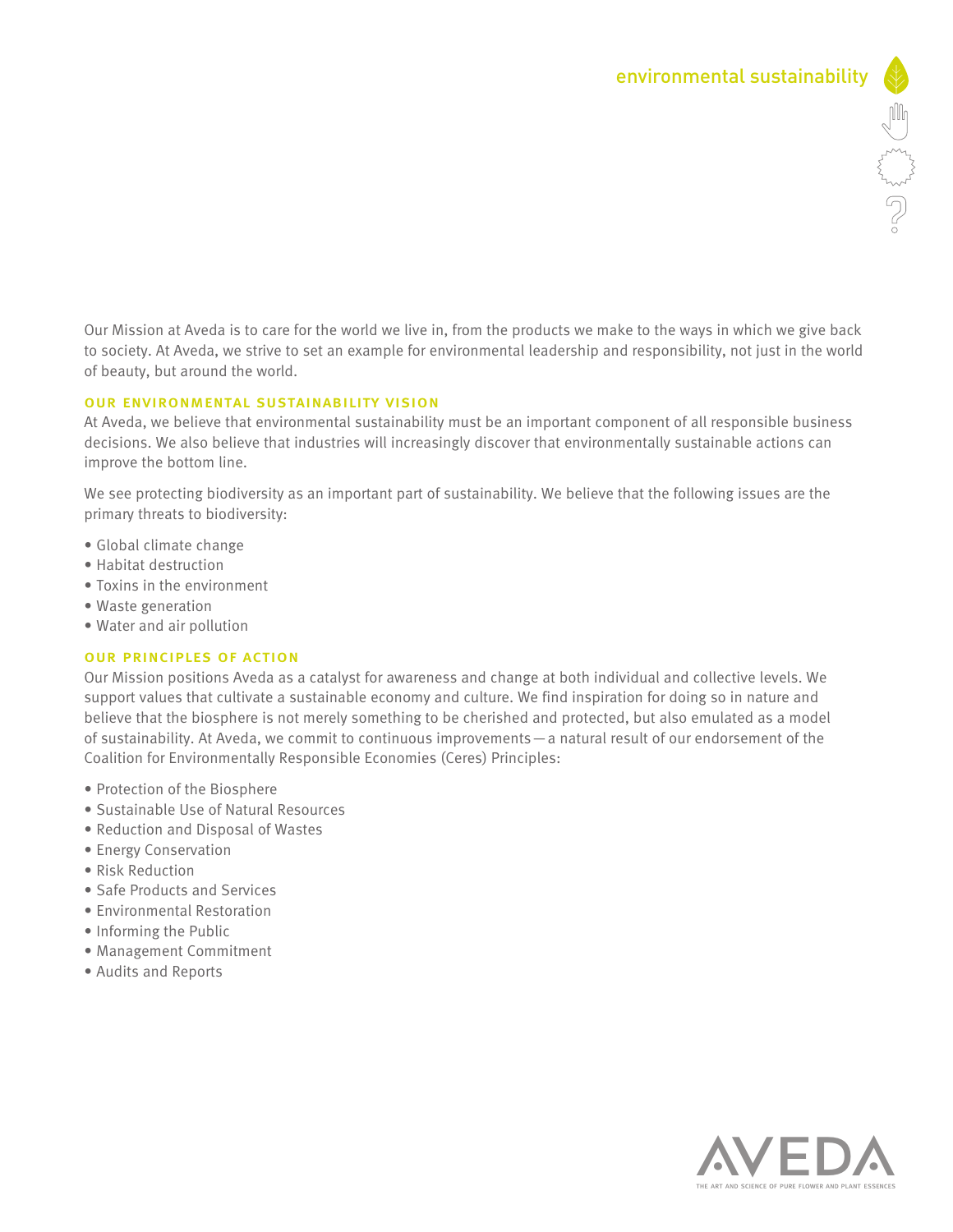# environmental sustainability

Our Mission at Aveda is to care for the world we live in, from the products we make to the ways in which we give back to society. At Aveda, we strive to set an example for environmental leadership and responsibility, not just in the world of beauty, but around the world.

## OUR ENVIRONMENTAL SUSTAINABILITY VISION

At Aveda, we believe that environmental sustainability must be an important component of all responsible business decisions. We also believe that industries will increasingly discover that environmentally sustainable actions can improve the bottom line.

We see protecting biodiversity as an important part of sustainability. We believe that the following issues are the primary threats to biodiversity:

- Global climate change
- Habitat destruction
- Toxins in the environment
- Waste generation
- Water and air pollution

## OUR PRINCIPLES OF ACTION

Our Mission positions Aveda as a catalyst for awareness and change at both individual and collective levels. We support values that cultivate a sustainable economy and culture. We find inspiration for doing so in nature and believe that the biosphere is not merely something to be cherished and protected, but also emulated as a model of sustainability. At Aveda, we commit to continuous improvements — a natural result of our endorsement of the Coalition for Environmentally Responsible Economies (Ceres) Principles:

- Protection of the Biosphere
- Sustainable Use of Natural Resources
- Reduction and Disposal of Wastes
- Energy Conservation
- Risk Reduction
- Safe Products and Services
- Environmental Restoration
- Informing the Public
- Management Commitment
- Audits and Reports

AVEDA

THE ART AND SCIENCE OF PURE FLOWER AND PLANT ESSENCES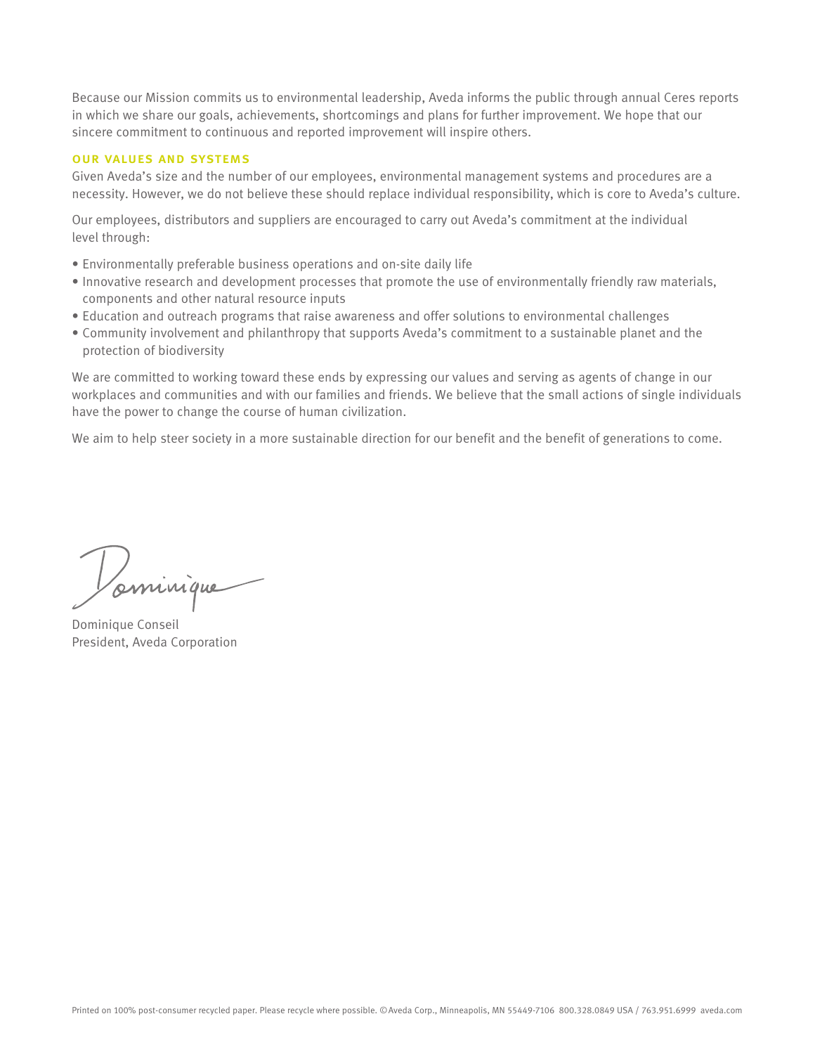Because our Mission commits us to environmental leadership, Aveda informs the public through annual Ceres reports in which we share our goals, achievements, shortcomings and plans for further improvement. We hope that our sincere commitment to continuous and reported improvement will inspire others.

## OUR VALUES AND SYSTEMS

Given Aveda's size and the number of our employees, environmental management systems and procedures are a necessity. However, we do not believe these should replace individual responsibility, which is core to Aveda's culture.

Our employees, distributors and suppliers are encouraged to carry out Aveda's commitment at the individual level through:

- Environmentally preferable business operations and on-site daily life
- Innovative research and development processes that promote the use of environmentally friendly raw materials, components and other natural resource inputs
- Education and outreach programs that raise awareness and offer solutions to environmental challenges
- Community involvement and philanthropy that supports Aveda's commitment to a sustainable planet and the protection of biodiversity

We are committed to working toward these ends by expressing our values and serving as agents of change in our workplaces and communities and with our families and friends. We believe that the small actions of single individuals have the power to change the course of human civilization.

We aim to help steer society in a more sustainable direction for our benefit and the benefit of generations to come.

Dominique

Dominique Conseil
President, Aveda Corporation

Printed on 100% post-consumer recycled paper. Please recycle where possible. ©Aveda Corp., Minneapolis, MN 55449-7106 800.328.0849 USA / 763.951.6999 aveda.com